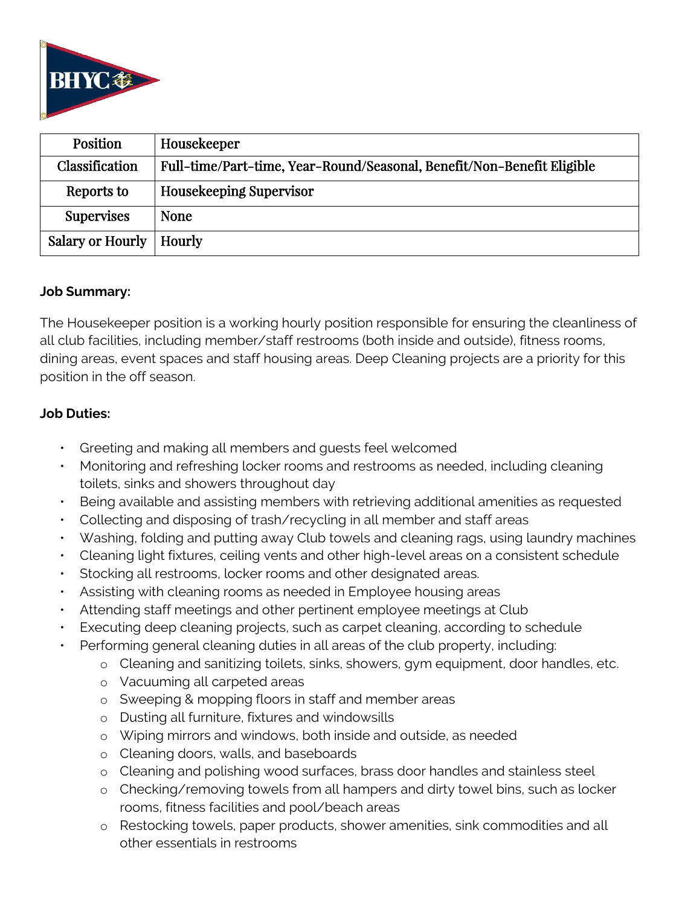| Position | Housekeeper |
| --- | --- |
| Classification | Full-time/Part-time, Year-Round/Seasonal, Benefit/Non-Benefit Eligible |
| Reports to | Housekeeping Supervisor |
| Supervises | None |
| Salary or Hourly | Hourly |

**Job Summary:**

The Housekeeper position is a working hourly position responsible for ensuring the cleanliness of all club facilities, including member/staff restrooms (both inside and outside), fitness rooms, dining areas, event spaces and staff housing areas. Deep Cleaning projects are a priority for this position in the off season.

**Job Duties:**

- Greeting and making all members and guests feel welcomed
- Monitoring and refreshing locker rooms and restrooms as needed, including cleaning toilets, sinks and showers throughout day
- Being available and assisting members with retrieving additional amenities as requested
- Collecting and disposing of trash/recycling in all member and staff areas
- Washing, folding and putting away Club towels and cleaning rags, using laundry machines
- Cleaning light fixtures, ceiling vents and other high-level areas on a consistent schedule
- Stocking all restrooms, locker rooms and other designated areas.
- Assisting with cleaning rooms as needed in Employee housing areas
- Attending staff meetings and other pertinent employee meetings at Club
- Executing deep cleaning projects, such as carpet cleaning, according to schedule
- Performing general cleaning duties in all areas of the club property, including:
  - Cleaning and sanitizing toilets, sinks, showers, gym equipment, door handles, etc.
  - Vacuuming all carpeted areas
  - Sweeping & mopping floors in staff and member areas
  - Dusting all furniture, fixtures and windowsills
  - Wiping mirrors and windows, both inside and outside, as needed
  - Cleaning doors, walls, and baseboards
  - Cleaning and polishing wood surfaces, brass door handles and stainless steel
  - Checking/removing towels from all hampers and dirty towel bins, such as locker rooms, fitness facilities and pool/beach areas
  - Restocking towels, paper products, shower amenities, sink commodities and all other essentials in restrooms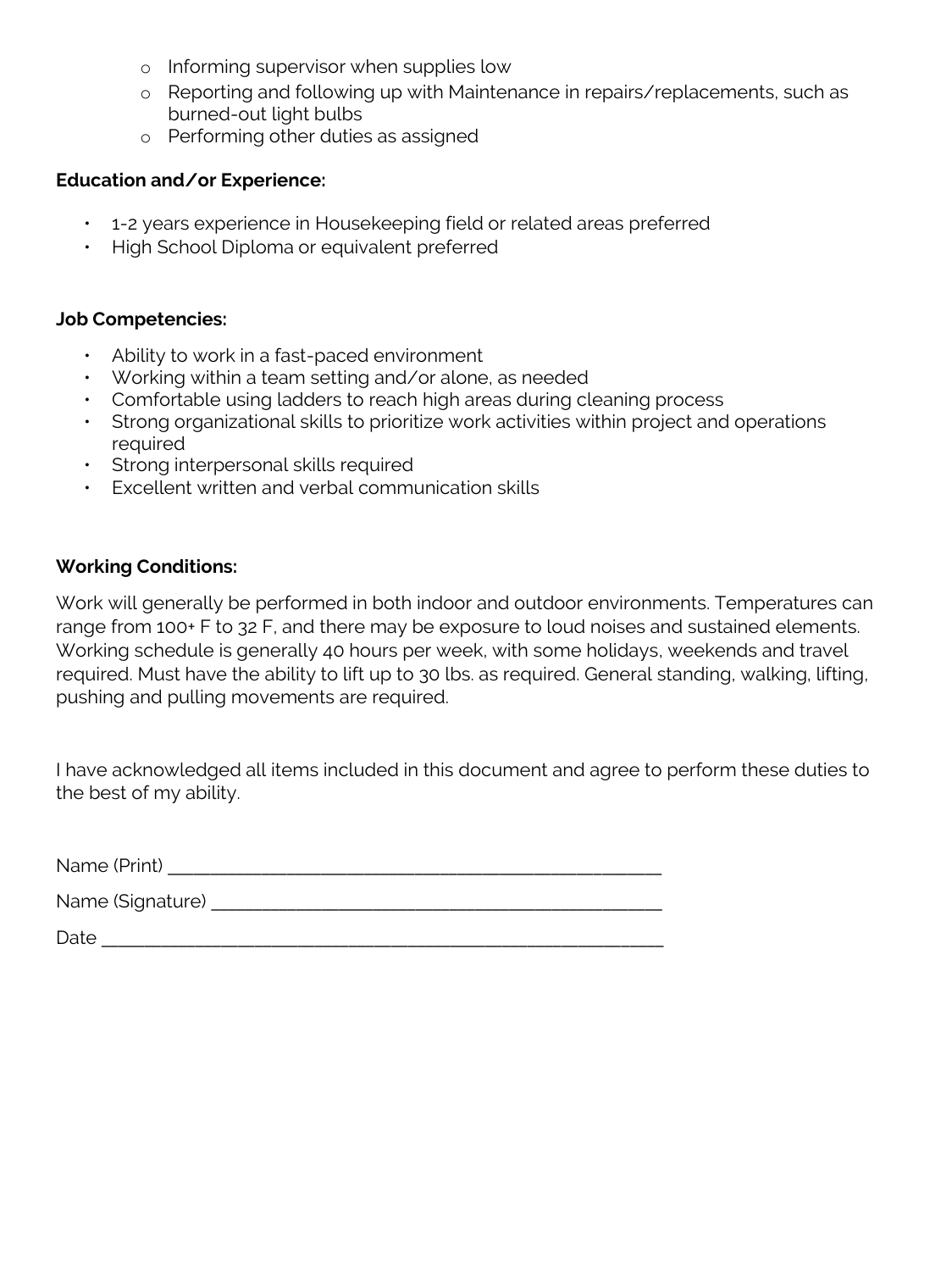- Informing supervisor when supplies low
- Reporting and following up with Maintenance in repairs/replacements, such as burned-out light bulbs
- Performing other duties as assigned

**Education and/or Experience:**

- 1-2 years experience in Housekeeping field or related areas preferred
- High School Diploma or equivalent preferred

**Job Competencies:**

- Ability to work in a fast-paced environment
- Working within a team setting and/or alone, as needed
- Comfortable using ladders to reach high areas during cleaning process
- Strong organizational skills to prioritize work activities within project and operations required
- Strong interpersonal skills required
- Excellent written and verbal communication skills

**Working Conditions:**

Work will generally be performed in both indoor and outdoor environments. Temperatures can range from 100+ F to 32 F, and there may be exposure to loud noises and sustained elements. Working schedule is generally 40 hours per week, with some holidays, weekends and travel required. Must have the ability to lift up to 30 lbs. as required. General standing, walking, lifting, pushing and pulling movements are required.

I have acknowledged all items included in this document and agree to perform these duties to the best of my ability.

Name (Print) ___________________________________________________

Name (Signature) _______________________________________________

Date __________________________________________________________